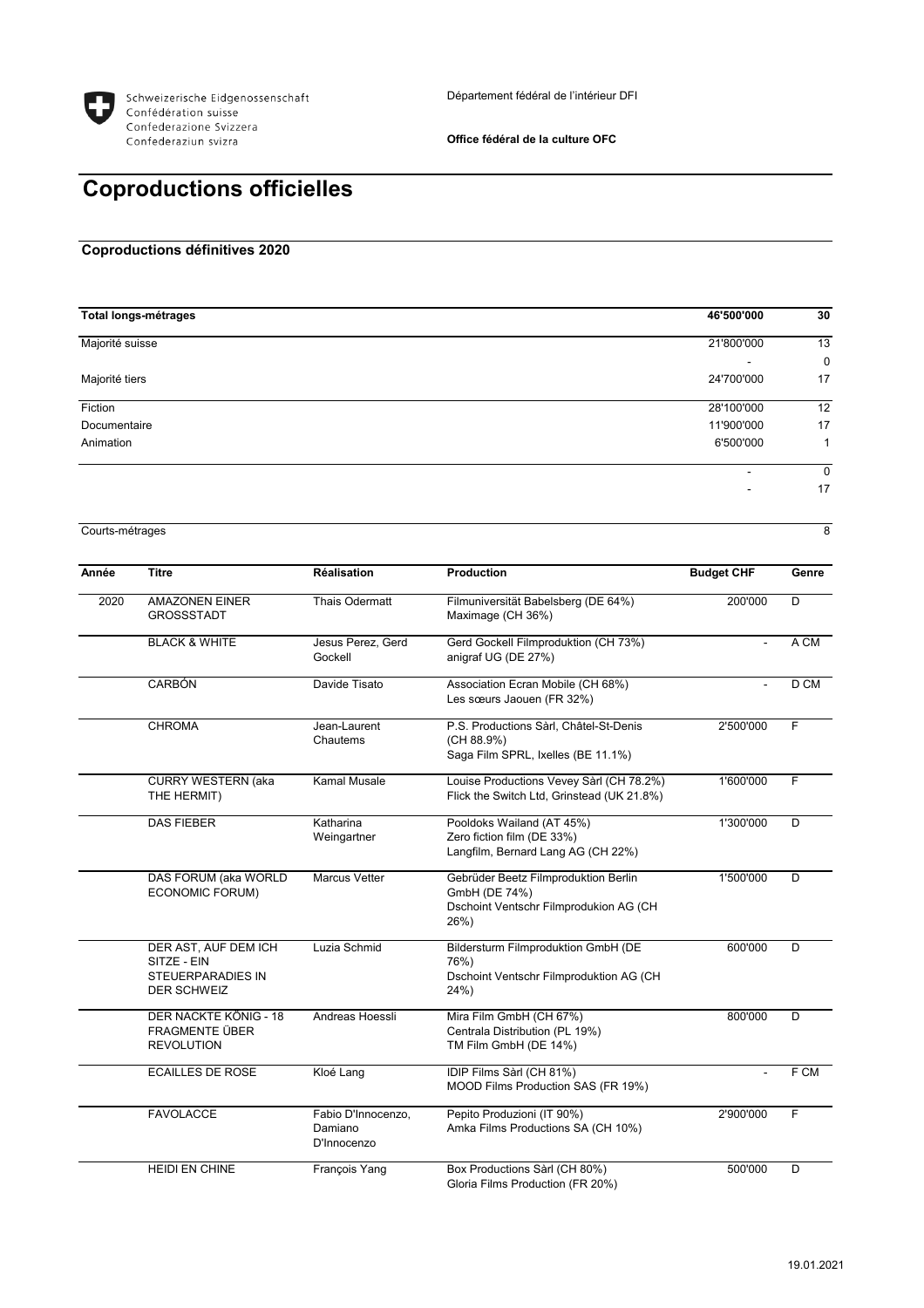Schweizerische Eidgenossenschaft
Confédération suisse
Confederazione Svizzera
Confederaziun svizra

Département fédéral de l'intérieur DFI

**Office fédéral de la culture OFC**

# Coproductions officielles

## Coproductions définitives 2020

| **Total longs-métrages** | **46'500'000** | **30** |
|---|---|---|
| Majorité suisse | 21'800'000 | 13 |
| | - | 0 |
| Majorité tiers | 24'700'000 | 17 |
| Fiction | 28'100'000 | 12 |
| Documentaire | 11'900'000 | 17 |
| Animation | 6'500'000 | 1 |
| | - | 0 |
| | - | 17 |
| Courts-métrages | | 8 |

| Année | Titre | Réalisation | Production | Budget CHF | Genre |
|---|---|---|---|---|---|
| 2020 | AMAZONEN EINER GROSSSTADT | Thais Odermatt | Filmuniversität Babelsberg (DE 64%)<br>Maximage (CH 36%) | 200'000 | D |
| | BLACK & WHITE | Jesus Perez, Gerd Gockell | Gerd Gockell Filmproduktion (CH 73%)<br>anigraf UG (DE 27%) | - | A CM |
| | CARBÓN | Davide Tisato | Association Ecran Mobile (CH 68%)<br>Les sœurs Jaouen (FR 32%) | - | D CM |
| | CHROMA | Jean-Laurent Chautems | P.S. Productions Sàrl, Châtel-St-Denis (CH 88.9%)<br>Saga Film SPRL, Ixelles (BE 11.1%) | 2'500'000 | F |
| | CURRY WESTERN (aka THE HERMIT) | Kamal Musale | Louise Productions Vevey Sàrl (CH 78.2%)<br>Flick the Switch Ltd, Grinstead (UK 21.8%) | 1'600'000 | F |
| | DAS FIEBER | Katharina Weingartner | Pooldoks Wailand (AT 45%)<br>Zero fiction film (DE 33%)<br>Langfilm, Bernard Lang AG (CH 22%) | 1'300'000 | D |
| | DAS FORUM (aka WORLD ECONOMIC FORUM) | Marcus Vetter | Gebrüder Beetz Filmproduktion Berlin GmbH (DE 74%)<br>Dschoint Ventschr Filmprodukion AG (CH 26%) | 1'500'000 | D |
| | DER AST, AUF DEM ICH SITZE - EIN STEUERPARADIES IN DER SCHWEIZ | Luzia Schmid | Bildersturm Filmproduktion GmbH (DE 76%)<br>Dschoint Ventschr Filmproduktion AG (CH 24%) | 600'000 | D |
| | DER NACKTE KÖNIG - 18 FRAGMENTE ÜBER REVOLUTION | Andreas Hoessli | Mira Film GmbH (CH 67%)<br>Centrala Distribution (PL 19%)<br>TM Film GmbH (DE 14%) | 800'000 | D |
| | ECAILLES DE ROSE | Kloé Lang | IDIP Films Sàrl (CH 81%)<br>MOOD Films Production SAS (FR 19%) | - | F CM |
| | FAVOLACCE | Fabio D'Innocenzo, Damiano D'Innocenzo | Pepito Produzioni (IT 90%)<br>Amka Films Productions SA (CH 10%) | 2'900'000 | F |
| | HEIDI EN CHINE | François Yang | Box Productions Sàrl (CH 80%)<br>Gloria Films Production (FR 20%) | 500'000 | D |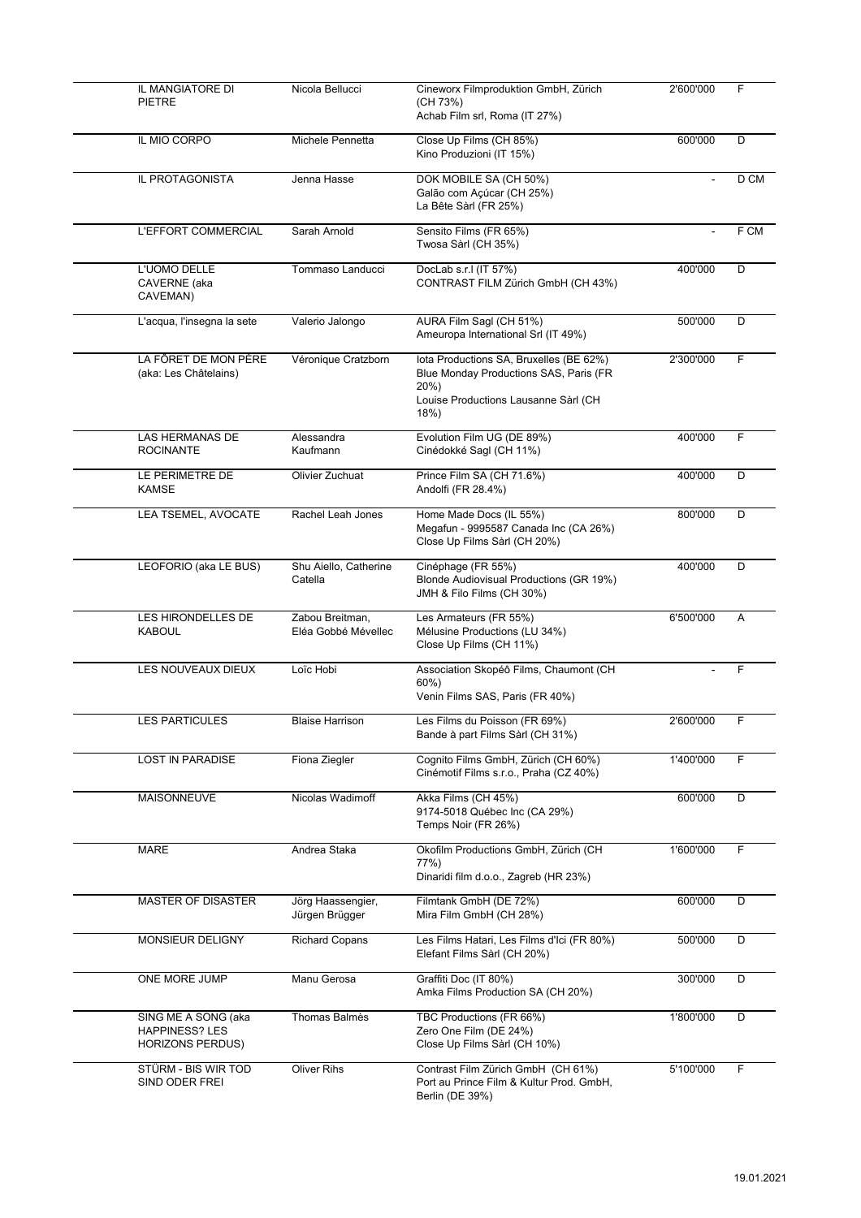| | | | | |
|---|---|---|---|---|
| IL MANGIATORE DI PIETRE | Nicola Bellucci | Cineworx Filmproduktion GmbH, Zürich (CH 73%)<br>Achab Film srl, Roma (IT 27%) | 2'600'000 | F |
| IL MIO CORPO | Michele Pennetta | Close Up Films (CH 85%)<br>Kino Produzioni (IT 15%) | 600'000 | D |
| IL PROTAGONISTA | Jenna Hasse | DOK MOBILE SA (CH 50%)<br>Galão com Açúcar (CH 25%)<br>La Bête Sàrl (FR 25%) | - | D CM |
| L'EFFORT COMMERCIAL | Sarah Arnold | Sensito Films (FR 65%)<br>Twosa Sàrl (CH 35%) | - | F CM |
| L'UOMO DELLE CAVERNE (aka CAVEMAN) | Tommaso Landucci | DocLab s.r.l (IT 57%)<br>CONTRAST FILM Zürich GmbH (CH 43%) | 400'000 | D |
| L'acqua, l'insegna la sete | Valerio Jalongo | AURA Film Sagl (CH 51%)<br>Ameuropa International Srl (IT 49%) | 500'000 | D |
| LA FÔRET DE MON PÈRE (aka: Les Châtelains) | Véronique Cratzborn | Iota Productions SA, Bruxelles (BE 62%)<br>Blue Monday Productions SAS, Paris (FR 20%)<br>Louise Productions Lausanne Sàrl (CH 18%) | 2'300'000 | F |
| LAS HERMANAS DE ROCINANTE | Alessandra Kaufmann | Evolution Film UG (DE 89%)<br>Cinédokké Sagl (CH 11%) | 400'000 | F |
| LE PERIMETRE DE KAMSE | Olivier Zuchuat | Prince Film SA (CH 71.6%)<br>Andolfi (FR 28.4%) | 400'000 | D |
| LEA TSEMEL, AVOCATE | Rachel Leah Jones | Home Made Docs (IL 55%)<br>Megafun - 9995587 Canada Inc (CA 26%)<br>Close Up Films Sàrl (CH 20%) | 800'000 | D |
| LEOFORIO (aka LE BUS) | Shu Aiello, Catherine Catella | Cinéphage (FR 55%)<br>Blonde Audiovisual Productions (GR 19%)<br>JMH & Filo Films (CH 30%) | 400'000 | D |
| LES HIRONDELLES DE KABOUL | Zabou Breitman, Eléa Gobbé Mévellec | Les Armateurs (FR 55%)<br>Mélusine Productions (LU 34%)<br>Close Up Films (CH 11%) | 6'500'000 | A |
| LES NOUVEAUX DIEUX | Loïc Hobi | Association Skopéô Films, Chaumont (CH 60%)<br>Venin Films SAS, Paris (FR 40%) | - | F |
| LES PARTICULES | Blaise Harrison | Les Films du Poisson (FR 69%)<br>Bande à part Films Sàrl (CH 31%) | 2'600'000 | F |
| LOST IN PARADISE | Fiona Ziegler | Cognito Films GmbH, Zürich (CH 60%)<br>Cinémotif Films s.r.o., Praha (CZ 40%) | 1'400'000 | F |
| MAISONNEUVE | Nicolas Wadimoff | Akka Films (CH 45%)<br>9174-5018 Québec Inc (CA 29%)<br>Temps Noir (FR 26%) | 600'000 | D |
| MARE | Andrea Staka | Okofilm Productions GmbH, Zürich (CH 77%)<br>Dinaridi film d.o.o., Zagreb (HR 23%) | 1'600'000 | F |
| MASTER OF DISASTER | Jörg Haassengier, Jürgen Brügger | Filmtank GmbH (DE 72%)<br>Mira Film GmbH (CH 28%) | 600'000 | D |
| MONSIEUR DELIGNY | Richard Copans | Les Films Hatari, Les Films d'Ici (FR 80%)<br>Elefant Films Sàrl (CH 20%) | 500'000 | D |
| ONE MORE JUMP | Manu Gerosa | Graffiti Doc (IT 80%)<br>Amka Films Production SA (CH 20%) | 300'000 | D |
| SING ME A SONG (aka HAPPINESS? LES HORIZONS PERDUS) | Thomas Balmès | TBC Productions (FR 66%)<br>Zero One Film (DE 24%)<br>Close Up Films Sàrl (CH 10%) | 1'800'000 | D |
| STÜRM - BIS WIR TOD SIND ODER FREI | Oliver Rihs | Contrast Film Zürich GmbH (CH 61%)<br>Port au Prince Film & Kultur Prod. GmbH, Berlin (DE 39%) | 5'100'000 | F |

19.01.2021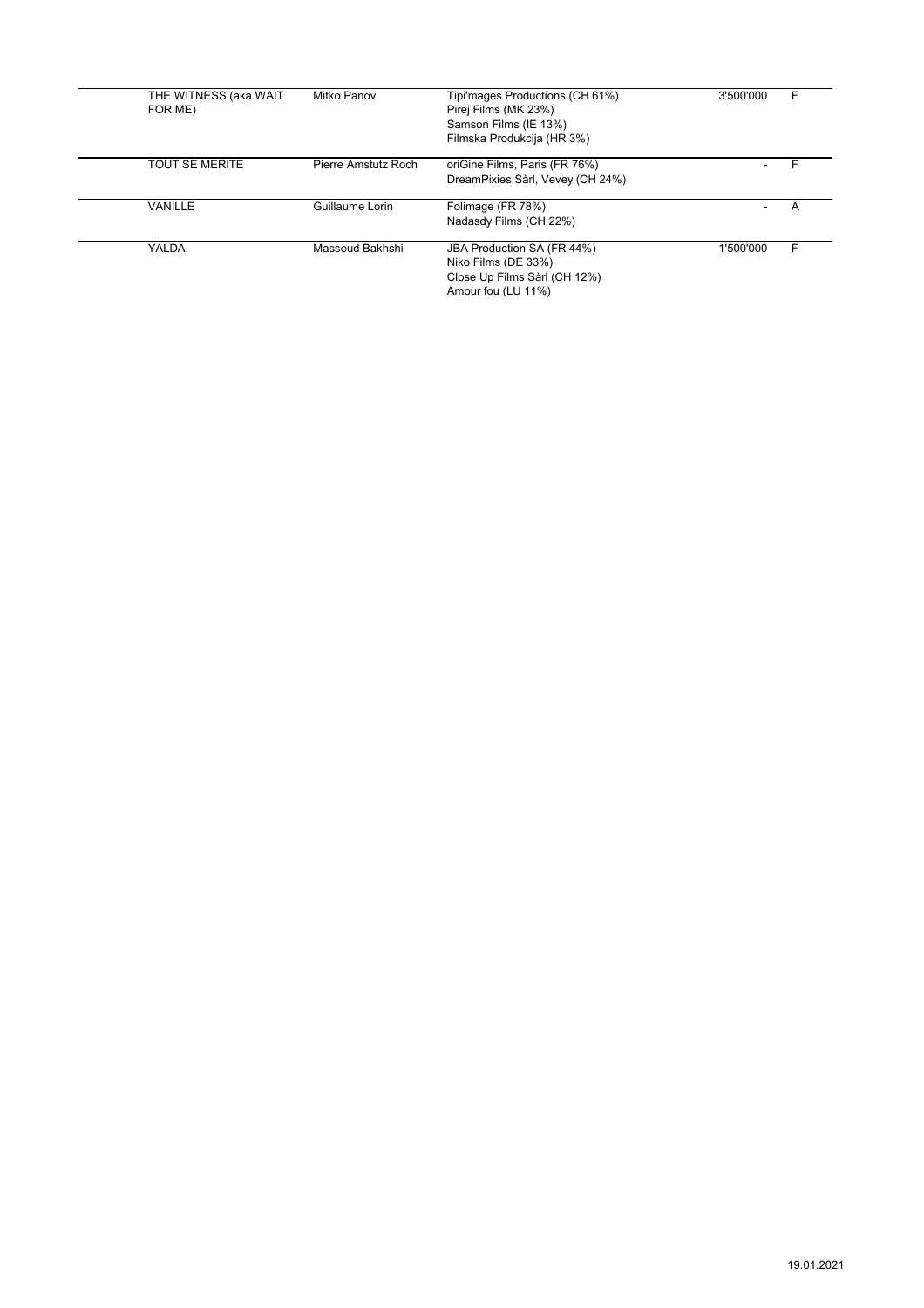| | | | | |
|---|---|---|---|---|
| THE WITNESS (aka WAIT FOR ME) | Mitko Panov | Tipi'mages Productions (CH 61%)<br>Pirej Films (MK 23%)<br>Samson Films (IE 13%)<br>Filmska Produkcija (HR 3%) | 3'500'000 | F |
| TOUT SE MERITE | Pierre Amstutz Roch | oriGine Films, Paris (FR 76%)<br>DreamPixies Sàrl, Vevey (CH 24%) | - | F |
| VANILLE | Guillaume Lorin | Folimage (FR 78%)<br>Nadasdy Films (CH 22%) | - | A |
| YALDA | Massoud Bakhshi | JBA Production SA (FR 44%)<br>Niko Films (DE 33%)<br>Close Up Films Sàrl (CH 12%)<br>Amour fou (LU 11%) | 1'500'000 | F |

19.01.2021